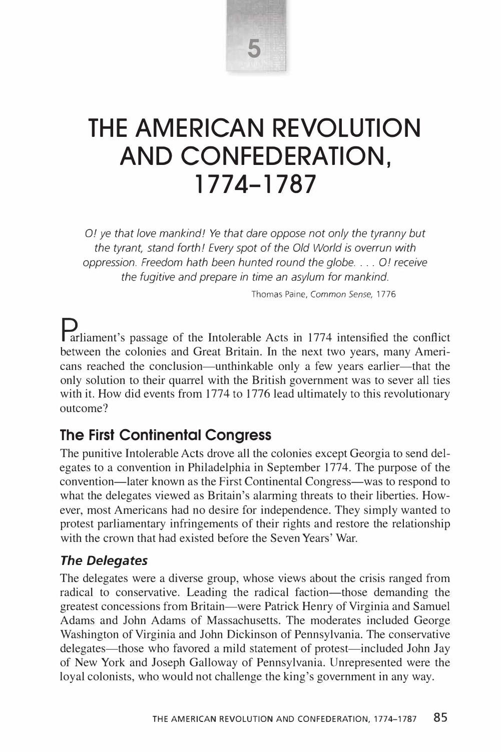5

# THE AMERICAN REVOLUTION AND CONFEDERATION, 1774–1787

*O! ye that love mankind! Ye that dare oppose not only the tyranny but the tyrant, stand forth! Every spot of the Old World is overrun with oppression. Freedom hath been hunted round the globe. . . . O! receive the fugitive and prepare in time an asylum for mankind.*

Thomas Paine, *Common Sense,* 1776

Parliament's passage of the Intolerable Acts in 1774 intensified the conflict between the colonies and Great Britain. In the next two years, many Americans reached the conclusion—unthinkable only a few years earlier—that the only solution to their quarrel with the British government was to sever all ties with it. How did events from 1774 to 1776 lead ultimately to this revolutionary outcome?

## The First Continental Congress

The punitive Intolerable Acts drove all the colonies except Georgia to send delegates to a convention in Philadelphia in September 1774. The purpose of the convention—later known as the First Continental Congress—was to respond to what the delegates viewed as Britain's alarming threats to their liberties. However, most Americans had no desire for independence. They simply wanted to protest parliamentary infringements of their rights and restore the relationship with the crown that had existed before the Seven Years' War.

### *The Delegates*

The delegates were a diverse group, whose views about the crisis ranged from radical to conservative. Leading the radical faction—those demanding the greatest concessions from Britain—were Patrick Henry of Virginia and Samuel Adams and John Adams of Massachusetts. The moderates included George Washington of Virginia and John Dickinson of Pennsylvania. The conservative delegates—those who favored a mild statement of protest—included John Jay of New York and Joseph Galloway of Pennsylvania. Unrepresented were the loyal colonists, who would not challenge the king's government in any way.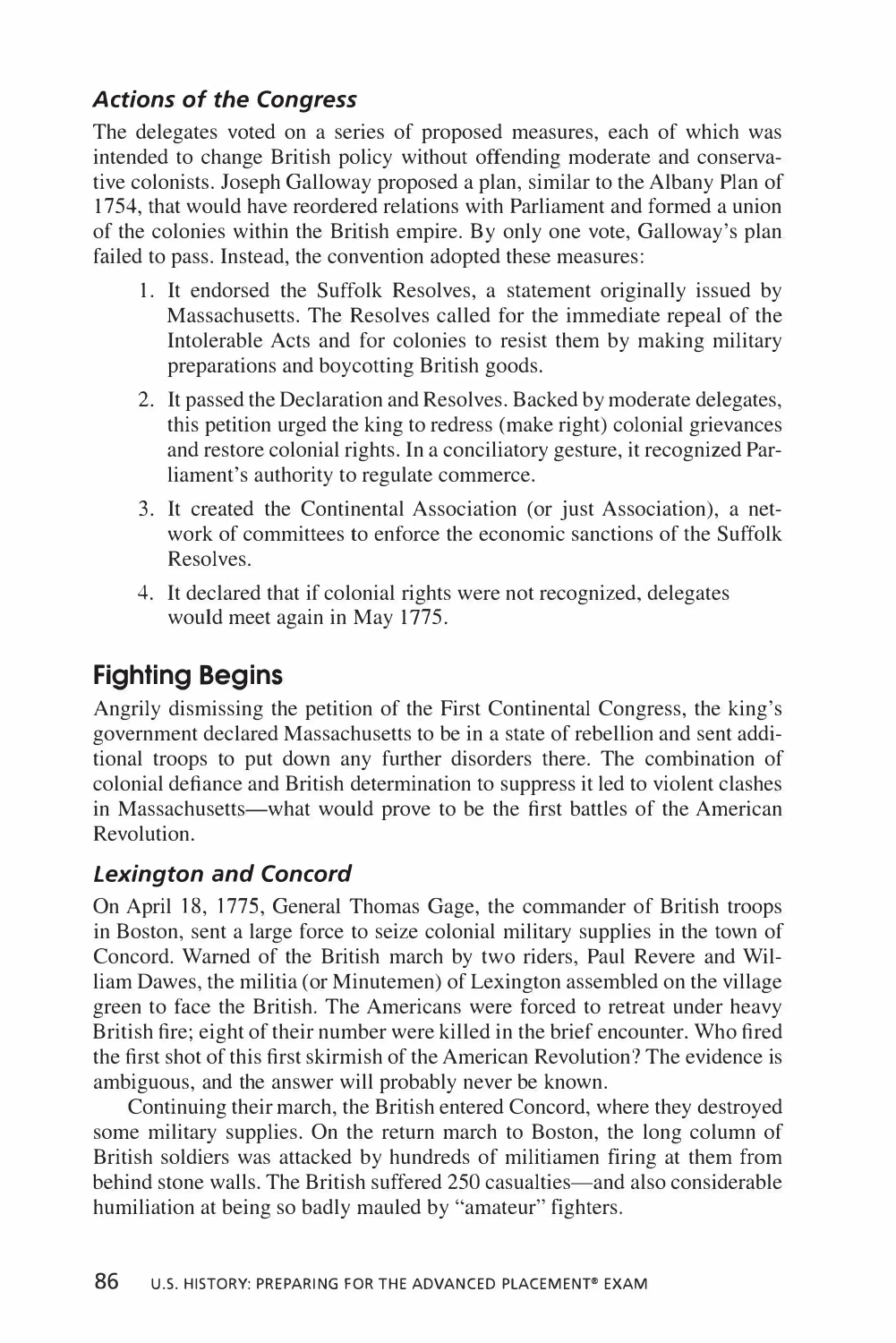### *Actions of the Congress*

The delegates voted on a series of proposed measures, each of which was intended to change British policy without offending moderate and conservative colonists. Joseph Galloway proposed a plan, similar to the Albany Plan of 1754, that would have reordered relations with Parliament and formed a union of the colonies within the British empire. By only one vote, Galloway's plan failed to pass. Instead, the convention adopted these measures:

1. It endorsed the Suffolk Resolves, a statement originally issued by Massachusetts. The Resolves called for the immediate repeal of the Intolerable Acts and for colonies to resist them by making military preparations and boycotting British goods.
2. It passed the Declaration and Resolves. Backed by moderate delegates, this petition urged the king to redress (make right) colonial grievances and restore colonial rights. In a conciliatory gesture, it recognized Parliament's authority to regulate commerce.
3. It created the Continental Association (or just Association), a network of committees to enforce the economic sanctions of the Suffolk Resolves.
4. It declared that if colonial rights were not recognized, delegates would meet again in May 1775.

## Fighting Begins

Angrily dismissing the petition of the First Continental Congress, the king's government declared Massachusetts to be in a state of rebellion and sent additional troops to put down any further disorders there. The combination of colonial defiance and British determination to suppress it led to violent clashes in Massachusetts—what would prove to be the first battles of the American Revolution.

### *Lexington and Concord*

On April 18, 1775, General Thomas Gage, the commander of British troops in Boston, sent a large force to seize colonial military supplies in the town of Concord. Warned of the British march by two riders, Paul Revere and William Dawes, the militia (or Minutemen) of Lexington assembled on the village green to face the British. The Americans were forced to retreat under heavy British fire; eight of their number were killed in the brief encounter. Who fired the first shot of this first skirmish of the American Revolution? The evidence is ambiguous, and the answer will probably never be known.

Continuing their march, the British entered Concord, where they destroyed some military supplies. On the return march to Boston, the long column of British soldiers was attacked by hundreds of militiamen firing at them from behind stone walls. The British suffered 250 casualties—and also considerable humiliation at being so badly mauled by "amateur" fighters.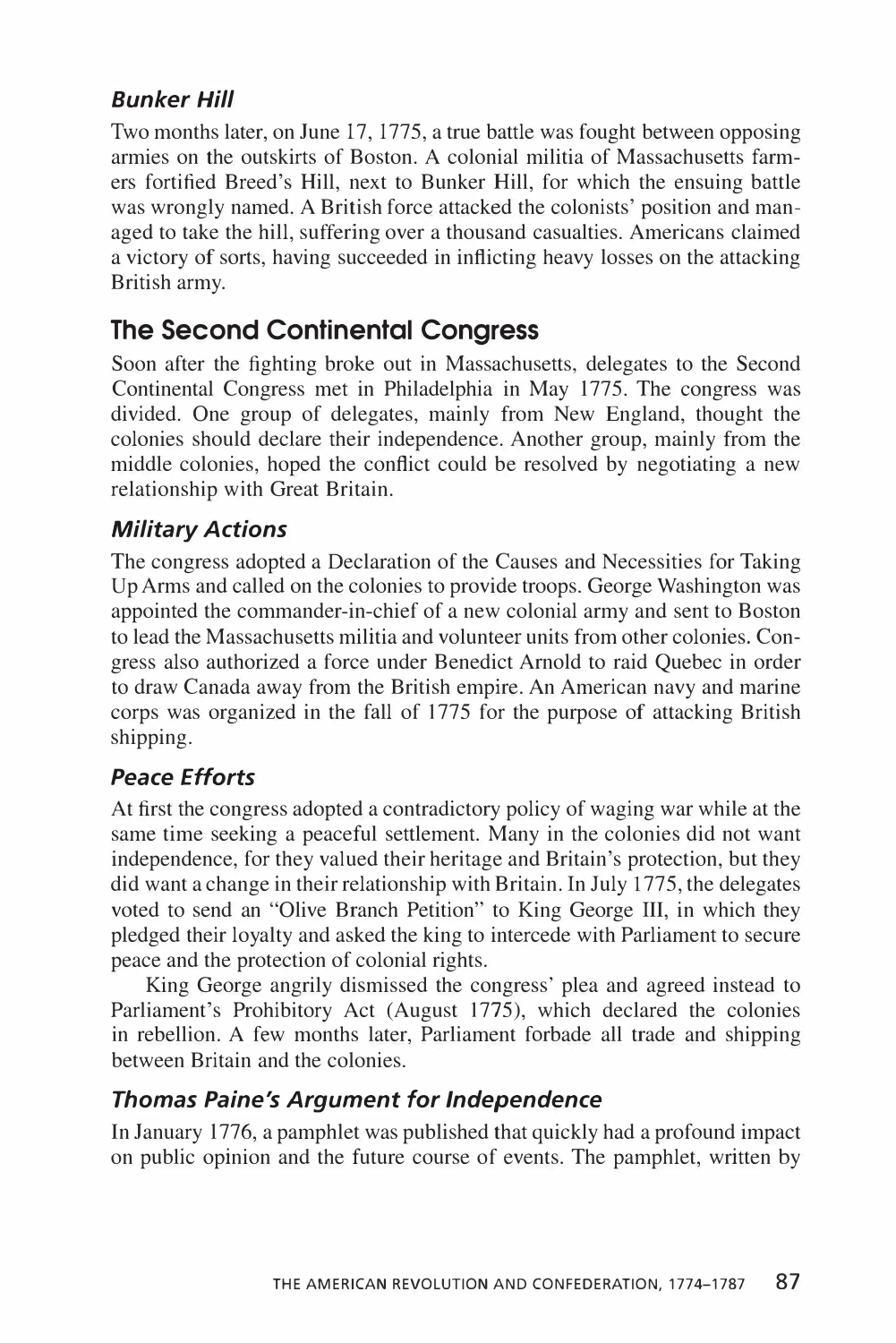### *Bunker Hill*

Two months later, on June 17, 1775, a true battle was fought between opposing armies on the outskirts of Boston. A colonial militia of Massachusetts farmers fortified Breed's Hill, next to Bunker Hill, for which the ensuing battle was wrongly named. A British force attacked the colonists' position and managed to take the hill, suffering over a thousand casualties. Americans claimed a victory of sorts, having succeeded in inflicting heavy losses on the attacking British army.

## The Second Continental Congress

Soon after the fighting broke out in Massachusetts, delegates to the Second Continental Congress met in Philadelphia in May 1775. The congress was divided. One group of delegates, mainly from New England, thought the colonies should declare their independence. Another group, mainly from the middle colonies, hoped the conflict could be resolved by negotiating a new relationship with Great Britain.

### *Military Actions*

The congress adopted a Declaration of the Causes and Necessities for Taking Up Arms and called on the colonies to provide troops. George Washington was appointed the commander-in-chief of a new colonial army and sent to Boston to lead the Massachusetts militia and volunteer units from other colonies. Congress also authorized a force under Benedict Arnold to raid Quebec in order to draw Canada away from the British empire. An American navy and marine corps was organized in the fall of 1775 for the purpose of attacking British shipping.

### *Peace Efforts*

At first the congress adopted a contradictory policy of waging war while at the same time seeking a peaceful settlement. Many in the colonies did not want independence, for they valued their heritage and Britain's protection, but they did want a change in their relationship with Britain. In July 1775, the delegates voted to send an "Olive Branch Petition" to King George III, in which they pledged their loyalty and asked the king to intercede with Parliament to secure peace and the protection of colonial rights.

King George angrily dismissed the congress' plea and agreed instead to Parliament's Prohibitory Act (August 1775), which declared the colonies in rebellion. A few months later, Parliament forbade all trade and shipping between Britain and the colonies.

### *Thomas Paine's Argument for Independence*

In January 1776, a pamphlet was published that quickly had a profound impact on public opinion and the future course of events. The pamphlet, written by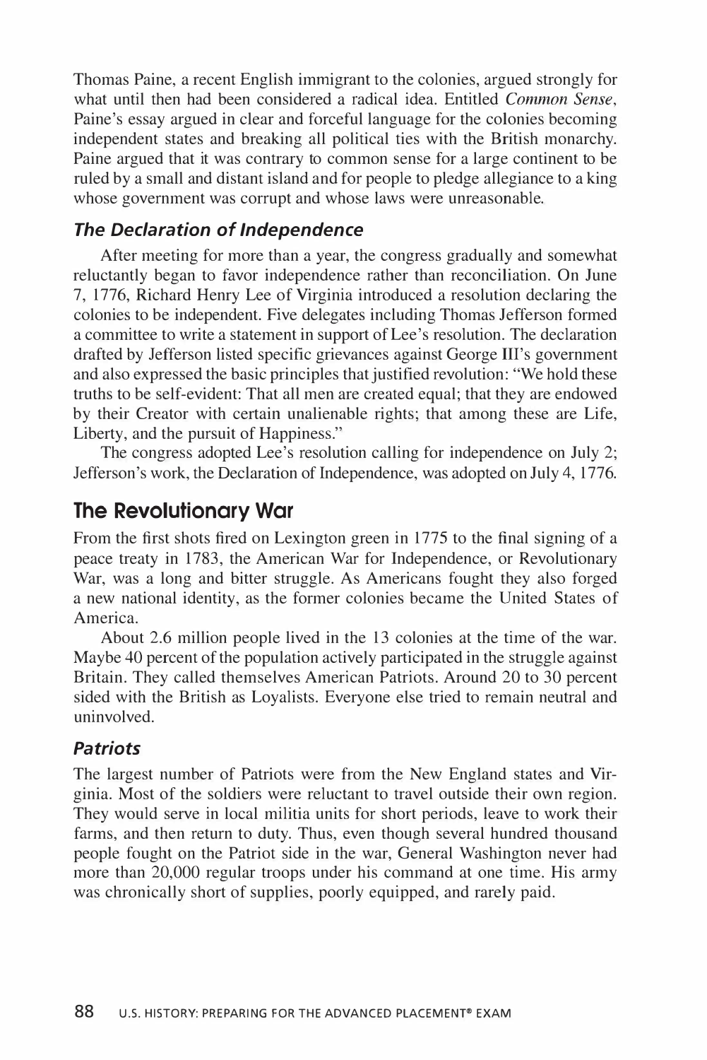Thomas Paine, a recent English immigrant to the colonies, argued strongly for what until then had been considered a radical idea. Entitled *Common Sense*, Paine's essay argued in clear and forceful language for the colonies becoming independent states and breaking all political ties with the British monarchy. Paine argued that it was contrary to common sense for a large continent to be ruled by a small and distant island and for people to pledge allegiance to a king whose government was corrupt and whose laws were unreasonable.

### *The Declaration of Independence*

After meeting for more than a year, the congress gradually and somewhat reluctantly began to favor independence rather than reconciliation. On June 7, 1776, Richard Henry Lee of Virginia introduced a resolution declaring the colonies to be independent. Five delegates including Thomas Jefferson formed a committee to write a statement in support of Lee's resolution. The declaration drafted by Jefferson listed specific grievances against George III's government and also expressed the basic principles that justified revolution: "We hold these truths to be self-evident: That all men are created equal; that they are endowed by their Creator with certain unalienable rights; that among these are Life, Liberty, and the pursuit of Happiness."

The congress adopted Lee's resolution calling for independence on July 2; Jefferson's work, the Declaration of Independence, was adopted on July 4, 1776.

## The Revolutionary War

From the first shots fired on Lexington green in 1775 to the final signing of a peace treaty in 1783, the American War for Independence, or Revolutionary War, was a long and bitter struggle. As Americans fought they also forged a new national identity, as the former colonies became the United States of America.

About 2.6 million people lived in the 13 colonies at the time of the war. Maybe 40 percent of the population actively participated in the struggle against Britain. They called themselves American Patriots. Around 20 to 30 percent sided with the British as Loyalists. Everyone else tried to remain neutral and uninvolved.

### *Patriots*

The largest number of Patriots were from the New England states and Virginia. Most of the soldiers were reluctant to travel outside their own region. They would serve in local militia units for short periods, leave to work their farms, and then return to duty. Thus, even though several hundred thousand people fought on the Patriot side in the war, General Washington never had more than 20,000 regular troops under his command at one time. His army was chronically short of supplies, poorly equipped, and rarely paid.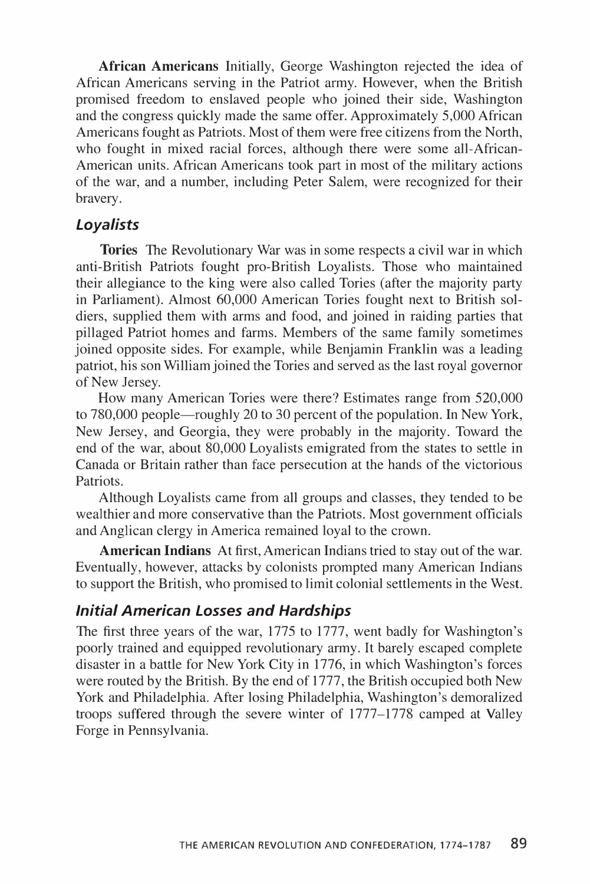**African Americans** Initially, George Washington rejected the idea of African Americans serving in the Patriot army. However, when the British promised freedom to enslaved people who joined their side, Washington and the congress quickly made the same offer. Approximately 5,000 African Americans fought as Patriots. Most of them were free citizens from the North, who fought in mixed racial forces, although there were some all-African-American units. African Americans took part in most of the military actions of the war, and a number, including Peter Salem, were recognized for their bravery.

### *Loyalists*

**Tories** The Revolutionary War was in some respects a civil war in which anti-British Patriots fought pro-British Loyalists. Those who maintained their allegiance to the king were also called Tories (after the majority party in Parliament). Almost 60,000 American Tories fought next to British soldiers, supplied them with arms and food, and joined in raiding parties that pillaged Patriot homes and farms. Members of the same family sometimes joined opposite sides. For example, while Benjamin Franklin was a leading patriot, his son William joined the Tories and served as the last royal governor of New Jersey.

How many American Tories were there? Estimates range from 520,000 to 780,000 people—roughly 20 to 30 percent of the population. In New York, New Jersey, and Georgia, they were probably in the majority. Toward the end of the war, about 80,000 Loyalists emigrated from the states to settle in Canada or Britain rather than face persecution at the hands of the victorious Patriots.

Although Loyalists came from all groups and classes, they tended to be wealthier and more conservative than the Patriots. Most government officials and Anglican clergy in America remained loyal to the crown.

**American Indians** At first, American Indians tried to stay out of the war. Eventually, however, attacks by colonists prompted many American Indians to support the British, who promised to limit colonial settlements in the West.

### *Initial American Losses and Hardships*

The first three years of the war, 1775 to 1777, went badly for Washington's poorly trained and equipped revolutionary army. It barely escaped complete disaster in a battle for New York City in 1776, in which Washington's forces were routed by the British. By the end of 1777, the British occupied both New York and Philadelphia. After losing Philadelphia, Washington's demoralized troops suffered through the severe winter of 1777–1778 camped at Valley Forge in Pennsylvania.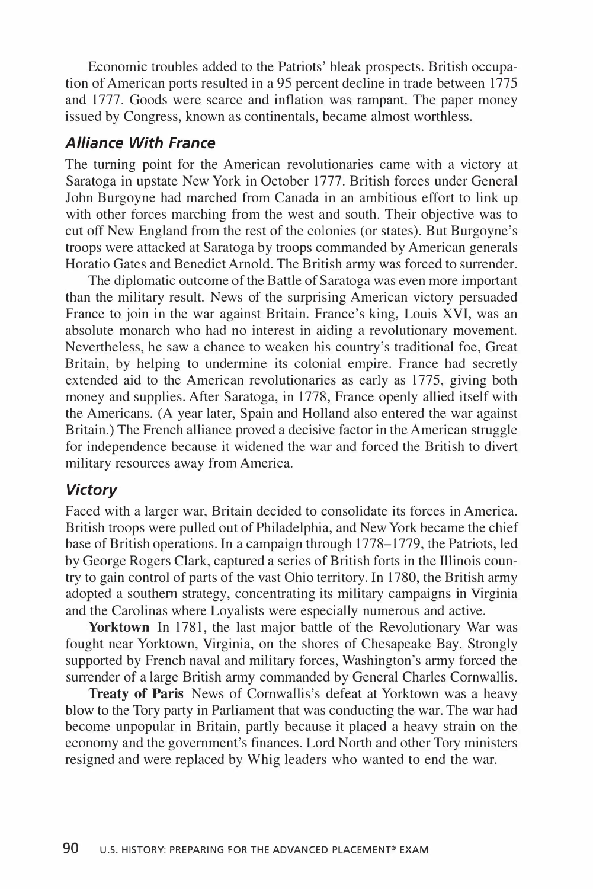Economic troubles added to the Patriots' bleak prospects. British occupation of American ports resulted in a 95 percent decline in trade between 1775 and 1777. Goods were scarce and inflation was rampant. The paper money issued by Congress, known as continentals, became almost worthless.

### *Alliance With France*

The turning point for the American revolutionaries came with a victory at Saratoga in upstate New York in October 1777. British forces under General John Burgoyne had marched from Canada in an ambitious effort to link up with other forces marching from the west and south. Their objective was to cut off New England from the rest of the colonies (or states). But Burgoyne's troops were attacked at Saratoga by troops commanded by American generals Horatio Gates and Benedict Arnold. The British army was forced to surrender.

The diplomatic outcome of the Battle of Saratoga was even more important than the military result. News of the surprising American victory persuaded France to join in the war against Britain. France's king, Louis XVI, was an absolute monarch who had no interest in aiding a revolutionary movement. Nevertheless, he saw a chance to weaken his country's traditional foe, Great Britain, by helping to undermine its colonial empire. France had secretly extended aid to the American revolutionaries as early as 1775, giving both money and supplies. After Saratoga, in 1778, France openly allied itself with the Americans. (A year later, Spain and Holland also entered the war against Britain.) The French alliance proved a decisive factor in the American struggle for independence because it widened the war and forced the British to divert military resources away from America.

### *Victory*

Faced with a larger war, Britain decided to consolidate its forces in America. British troops were pulled out of Philadelphia, and New York became the chief base of British operations. In a campaign through 1778–1779, the Patriots, led by George Rogers Clark, captured a series of British forts in the Illinois country to gain control of parts of the vast Ohio territory. In 1780, the British army adopted a southern strategy, concentrating its military campaigns in Virginia and the Carolinas where Loyalists were especially numerous and active.

**Yorktown** In 1781, the last major battle of the Revolutionary War was fought near Yorktown, Virginia, on the shores of Chesapeake Bay. Strongly supported by French naval and military forces, Washington's army forced the surrender of a large British army commanded by General Charles Cornwallis.

**Treaty of Paris** News of Cornwallis's defeat at Yorktown was a heavy blow to the Tory party in Parliament that was conducting the war. The war had become unpopular in Britain, partly because it placed a heavy strain on the economy and the government's finances. Lord North and other Tory ministers resigned and were replaced by Whig leaders who wanted to end the war.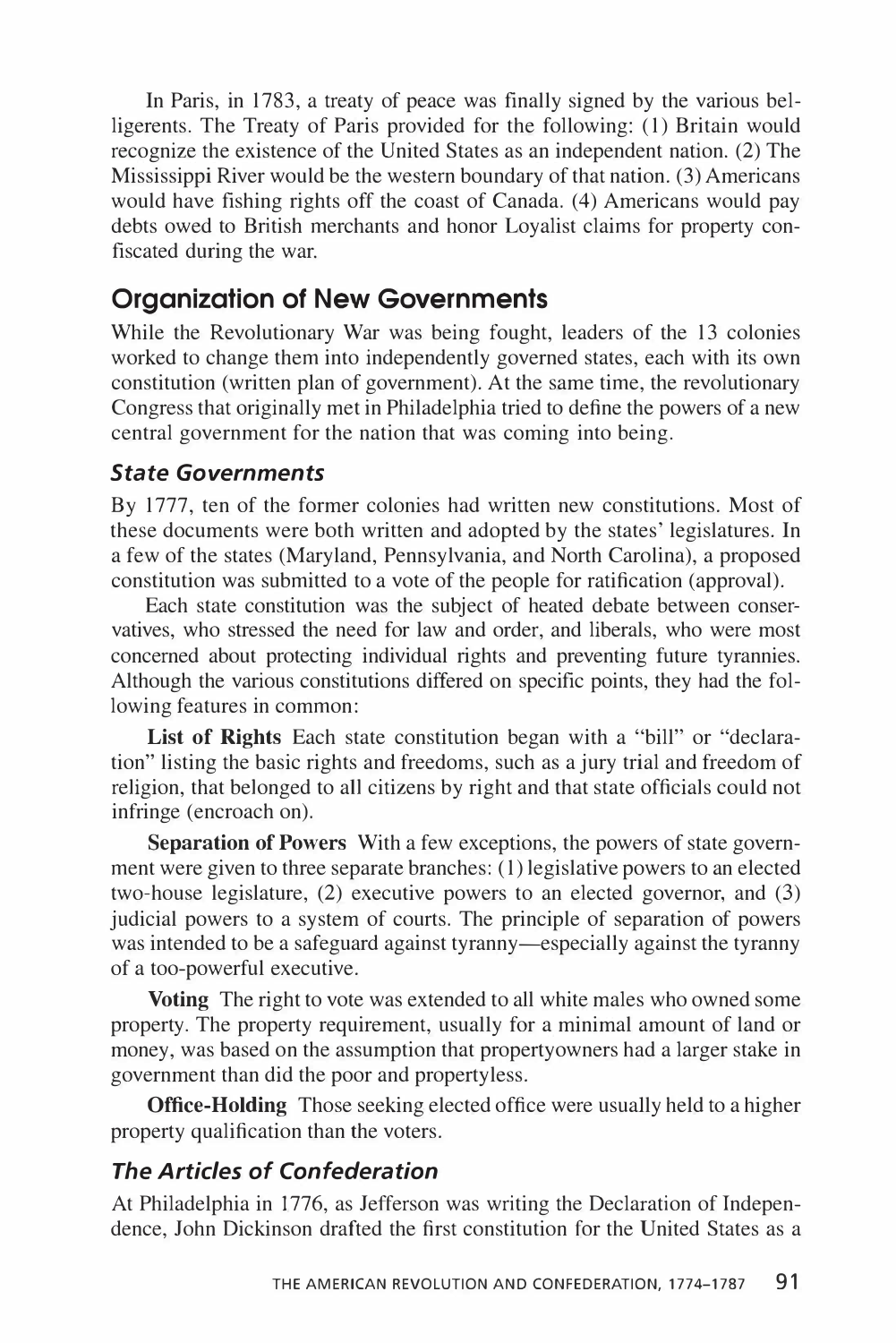In Paris, in 1783, a treaty of peace was finally signed by the various belligerents. The Treaty of Paris provided for the following: (1) Britain would recognize the existence of the United States as an independent nation. (2) The Mississippi River would be the western boundary of that nation. (3) Americans would have fishing rights off the coast of Canada. (4) Americans would pay debts owed to British merchants and honor Loyalist claims for property confiscated during the war.

## Organization of New Governments

While the Revolutionary War was being fought, leaders of the 13 colonies worked to change them into independently governed states, each with its own constitution (written plan of government). At the same time, the revolutionary Congress that originally met in Philadelphia tried to define the powers of a new central government for the nation that was coming into being.

### *State Governments*

By 1777, ten of the former colonies had written new constitutions. Most of these documents were both written and adopted by the states' legislatures. In a few of the states (Maryland, Pennsylvania, and North Carolina), a proposed constitution was submitted to a vote of the people for ratification (approval).

Each state constitution was the subject of heated debate between conservatives, who stressed the need for law and order, and liberals, who were most concerned about protecting individual rights and preventing future tyrannies. Although the various constitutions differed on specific points, they had the following features in common:

**List of Rights** Each state constitution began with a "bill" or "declaration" listing the basic rights and freedoms, such as a jury trial and freedom of religion, that belonged to all citizens by right and that state officials could not infringe (encroach on).

**Separation of Powers** With a few exceptions, the powers of state government were given to three separate branches: (1) legislative powers to an elected two-house legislature, (2) executive powers to an elected governor, and (3) judicial powers to a system of courts. The principle of separation of powers was intended to be a safeguard against tyranny—especially against the tyranny of a too-powerful executive.

**Voting** The right to vote was extended to all white males who owned some property. The property requirement, usually for a minimal amount of land or money, was based on the assumption that propertyowners had a larger stake in government than did the poor and propertyless.

**Office-Holding** Those seeking elected office were usually held to a higher property qualification than the voters.

### *The Articles of Confederation*

At Philadelphia in 1776, as Jefferson was writing the Declaration of Independence, John Dickinson drafted the first constitution for the United States as a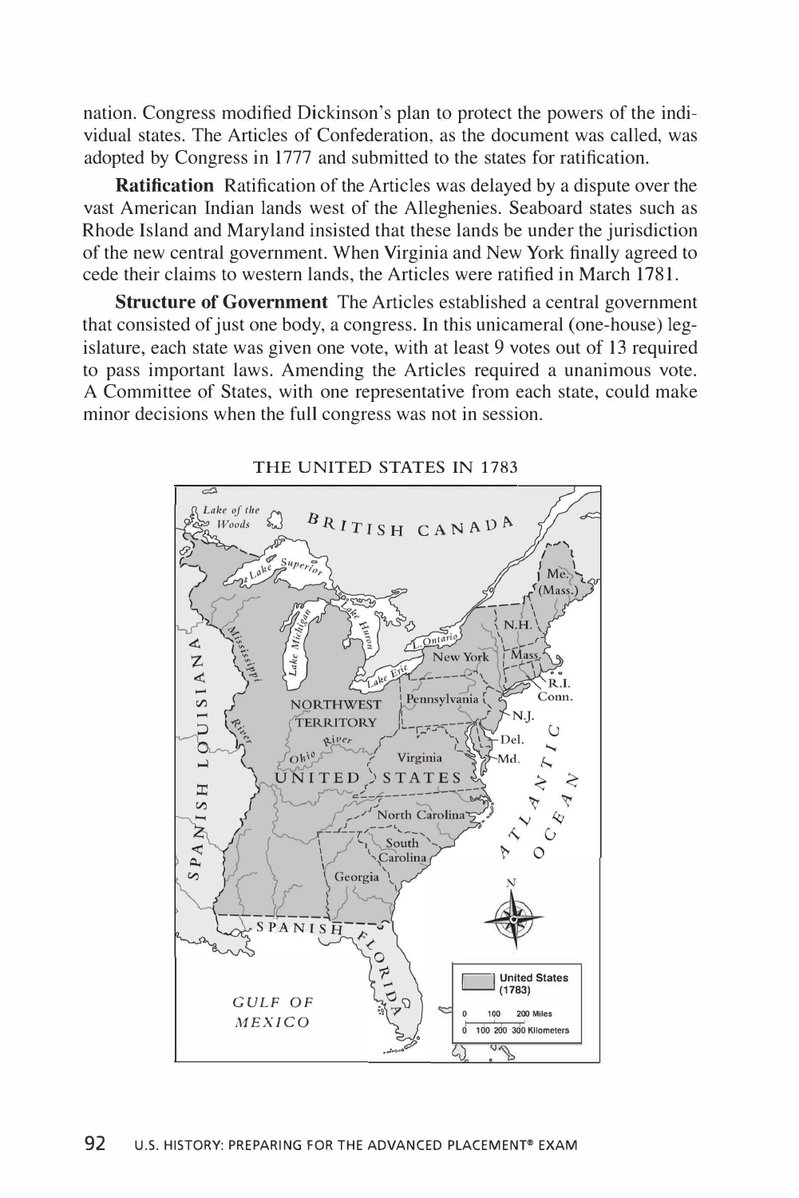nation. Congress modified Dickinson's plan to protect the powers of the individual states. The Articles of Confederation, as the document was called, was adopted by Congress in 1777 and submitted to the states for ratification.

**Ratification** Ratification of the Articles was delayed by a dispute over the vast American Indian lands west of the Alleghenies. Seaboard states such as Rhode Island and Maryland insisted that these lands be under the jurisdiction of the new central government. When Virginia and New York finally agreed to cede their claims to western lands, the Articles were ratified in March 1781.

**Structure of Government** The Articles established a central government that consisted of just one body, a congress. In this unicameral (one-house) legislature, each state was given one vote, with at least 9 votes out of 13 required to pass important laws. Amending the Articles required a unanimous vote. A Committee of States, with one representative from each state, could make minor decisions when the full congress was not in session.

THE UNITED STATES IN 1783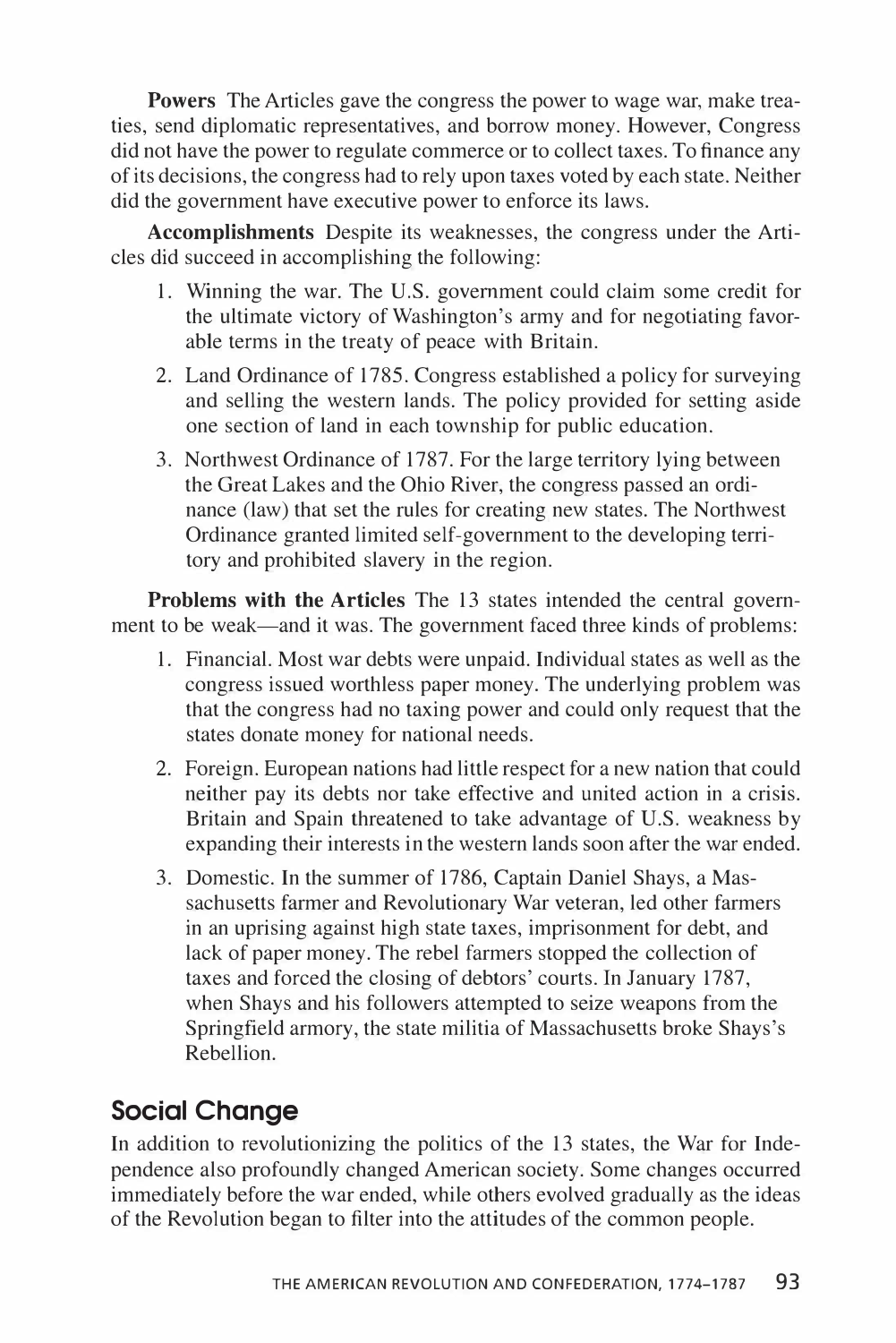**Powers** The Articles gave the congress the power to wage war, make treaties, send diplomatic representatives, and borrow money. However, Congress did not have the power to regulate commerce or to collect taxes. To finance any of its decisions, the congress had to rely upon taxes voted by each state. Neither did the government have executive power to enforce its laws.

**Accomplishments** Despite its weaknesses, the congress under the Articles did succeed in accomplishing the following:

1. Winning the war. The U.S. government could claim some credit for the ultimate victory of Washington's army and for negotiating favorable terms in the treaty of peace with Britain.
2. Land Ordinance of 1785. Congress established a policy for surveying and selling the western lands. The policy provided for setting aside one section of land in each township for public education.
3. Northwest Ordinance of 1787. For the large territory lying between the Great Lakes and the Ohio River, the congress passed an ordinance (law) that set the rules for creating new states. The Northwest Ordinance granted limited self-government to the developing territory and prohibited slavery in the region.

**Problems with the Articles** The 13 states intended the central government to be weak—and it was. The government faced three kinds of problems:

1. Financial. Most war debts were unpaid. Individual states as well as the congress issued worthless paper money. The underlying problem was that the congress had no taxing power and could only request that the states donate money for national needs.
2. Foreign. European nations had little respect for a new nation that could neither pay its debts nor take effective and united action in a crisis. Britain and Spain threatened to take advantage of U.S. weakness by expanding their interests in the western lands soon after the war ended.
3. Domestic. In the summer of 1786, Captain Daniel Shays, a Massachusetts farmer and Revolutionary War veteran, led other farmers in an uprising against high state taxes, imprisonment for debt, and lack of paper money. The rebel farmers stopped the collection of taxes and forced the closing of debtors' courts. In January 1787, when Shays and his followers attempted to seize weapons from the Springfield armory, the state militia of Massachusetts broke Shays's Rebellion.

## Social Change

In addition to revolutionizing the politics of the 13 states, the War for Independence also profoundly changed American society. Some changes occurred immediately before the war ended, while others evolved gradually as the ideas of the Revolution began to filter into the attitudes of the common people.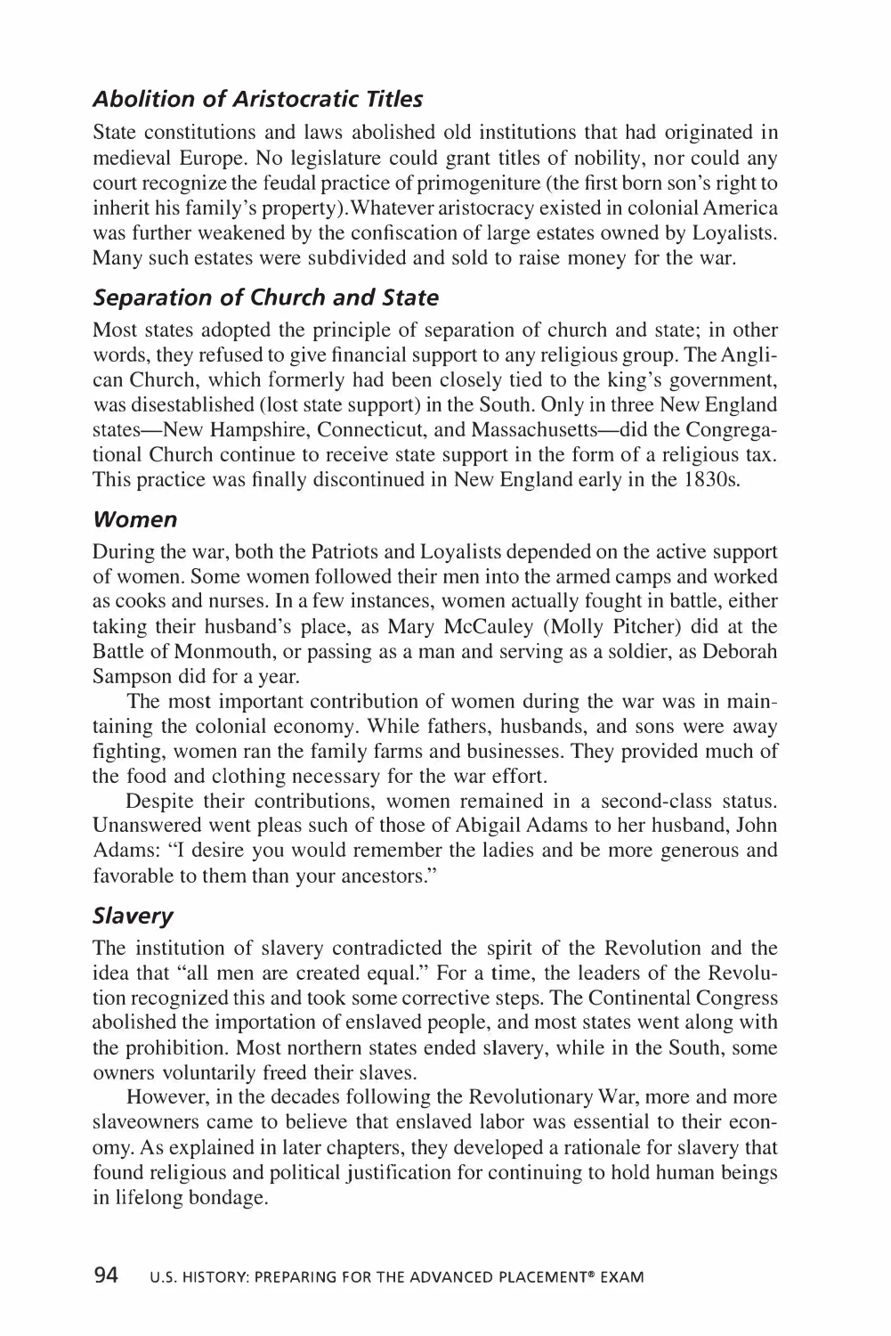### *Abolition of Aristocratic Titles*

State constitutions and laws abolished old institutions that had originated in medieval Europe. No legislature could grant titles of nobility, nor could any court recognize the feudal practice of primogeniture (the first born son's right to inherit his family's property). Whatever aristocracy existed in colonial America was further weakened by the confiscation of large estates owned by Loyalists. Many such estates were subdivided and sold to raise money for the war.

### *Separation of Church and State*

Most states adopted the principle of separation of church and state; in other words, they refused to give financial support to any religious group. The Anglican Church, which formerly had been closely tied to the king's government, was disestablished (lost state support) in the South. Only in three New England states—New Hampshire, Connecticut, and Massachusetts—did the Congregational Church continue to receive state support in the form of a religious tax. This practice was finally discontinued in New England early in the 1830s.

### *Women*

During the war, both the Patriots and Loyalists depended on the active support of women. Some women followed their men into the armed camps and worked as cooks and nurses. In a few instances, women actually fought in battle, either taking their husband's place, as Mary McCauley (Molly Pitcher) did at the Battle of Monmouth, or passing as a man and serving as a soldier, as Deborah Sampson did for a year.

The most important contribution of women during the war was in maintaining the colonial economy. While fathers, husbands, and sons were away fighting, women ran the family farms and businesses. They provided much of the food and clothing necessary for the war effort.

Despite their contributions, women remained in a second-class status. Unanswered went pleas such of those of Abigail Adams to her husband, John Adams: "I desire you would remember the ladies and be more generous and favorable to them than your ancestors."

### *Slavery*

The institution of slavery contradicted the spirit of the Revolution and the idea that "all men are created equal." For a time, the leaders of the Revolution recognized this and took some corrective steps. The Continental Congress abolished the importation of enslaved people, and most states went along with the prohibition. Most northern states ended slavery, while in the South, some owners voluntarily freed their slaves.

However, in the decades following the Revolutionary War, more and more slaveowners came to believe that enslaved labor was essential to their economy. As explained in later chapters, they developed a rationale for slavery that found religious and political justification for continuing to hold human beings in lifelong bondage.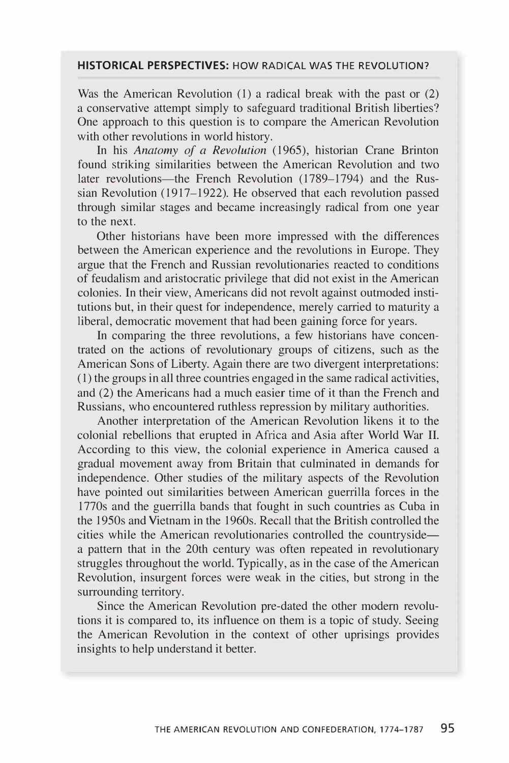## HISTORICAL PERSPECTIVES: HOW RADICAL WAS THE REVOLUTION?

Was the American Revolution (1) a radical break with the past or (2) a conservative attempt simply to safeguard traditional British liberties? One approach to this question is to compare the American Revolution with other revolutions in world history.

In his *Anatomy of a Revolution* (1965), historian Crane Brinton found striking similarities between the American Revolution and two later revolutions—the French Revolution (1789–1794) and the Russian Revolution (1917–1922). He observed that each revolution passed through similar stages and became increasingly radical from one year to the next.

Other historians have been more impressed with the differences between the American experience and the revolutions in Europe. They argue that the French and Russian revolutionaries reacted to conditions of feudalism and aristocratic privilege that did not exist in the American colonies. In their view, Americans did not revolt against outmoded institutions but, in their quest for independence, merely carried to maturity a liberal, democratic movement that had been gaining force for years.

In comparing the three revolutions, a few historians have concentrated on the actions of revolutionary groups of citizens, such as the American Sons of Liberty. Again there are two divergent interpretations: (1) the groups in all three countries engaged in the same radical activities, and (2) the Americans had a much easier time of it than the French and Russians, who encountered ruthless repression by military authorities.

Another interpretation of the American Revolution likens it to the colonial rebellions that erupted in Africa and Asia after World War II. According to this view, the colonial experience in America caused a gradual movement away from Britain that culminated in demands for independence. Other studies of the military aspects of the Revolution have pointed out similarities between American guerrilla forces in the 1770s and the guerrilla bands that fought in such countries as Cuba in the 1950s and Vietnam in the 1960s. Recall that the British controlled the cities while the American revolutionaries controlled the countryside—a pattern that in the 20th century was often repeated in revolutionary struggles throughout the world. Typically, as in the case of the American Revolution, insurgent forces were weak in the cities, but strong in the surrounding territory.

Since the American Revolution pre-dated the other modern revolutions it is compared to, its influence on them is a topic of study. Seeing the American Revolution in the context of other uprisings provides insights to help understand it better.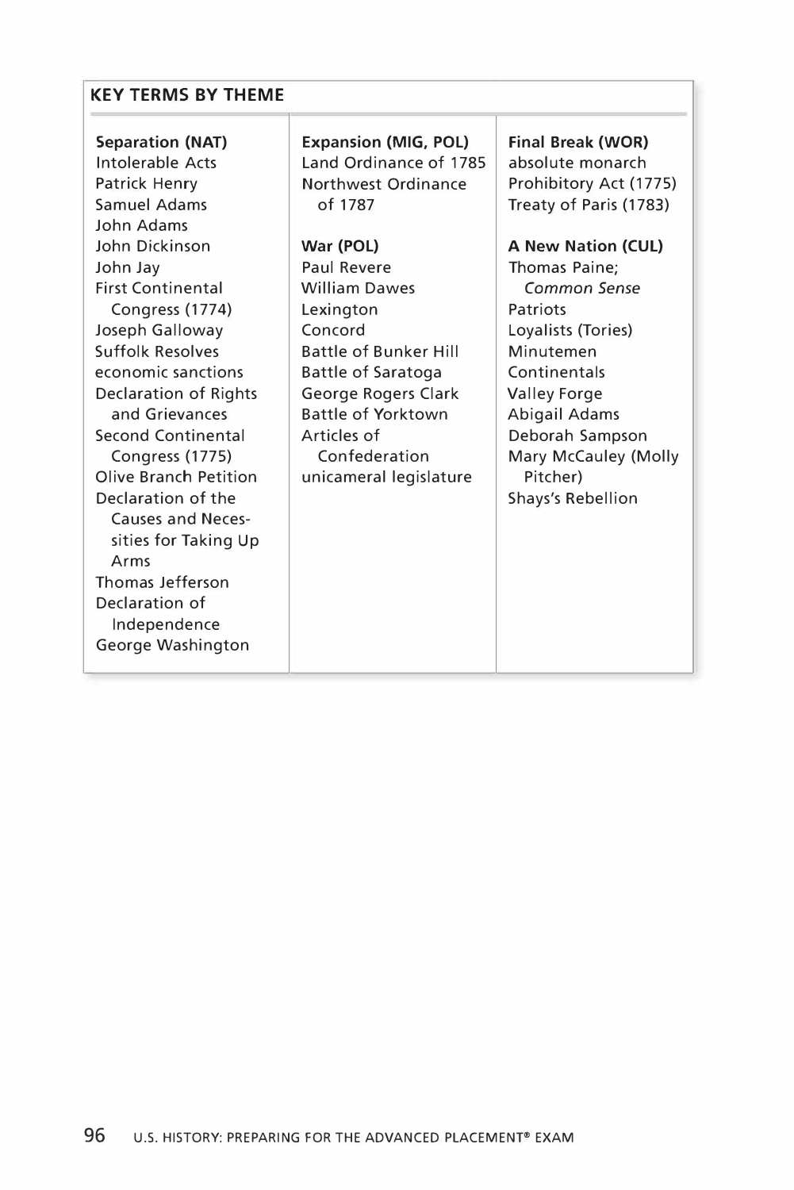## KEY TERMS BY THEME

**Separation (NAT)**
Intolerable Acts
Patrick Henry
Samuel Adams
John Adams
John Dickinson
John Jay
First Continental Congress (1774)
Joseph Galloway
Suffolk Resolves
economic sanctions
Declaration of Rights and Grievances
Second Continental Congress (1775)
Olive Branch Petition
Declaration of the Causes and Necessities for Taking Up Arms
Thomas Jefferson
Declaration of Independence
George Washington

**Expansion (MIG, POL)**
Land Ordinance of 1785
Northwest Ordinance of 1787

**War (POL)**
Paul Revere
William Dawes
Lexington
Concord
Battle of Bunker Hill
Battle of Saratoga
George Rogers Clark
Battle of Yorktown
Articles of Confederation
unicameral legislature

**Final Break (WOR)**
absolute monarch
Prohibitory Act (1775)
Treaty of Paris (1783)

**A New Nation (CUL)**
Thomas Paine; *Common Sense*
Patriots
Loyalists (Tories)
Minutemen
Continentals
Valley Forge
Abigail Adams
Deborah Sampson
Mary McCauley (Molly Pitcher)
Shays's Rebellion